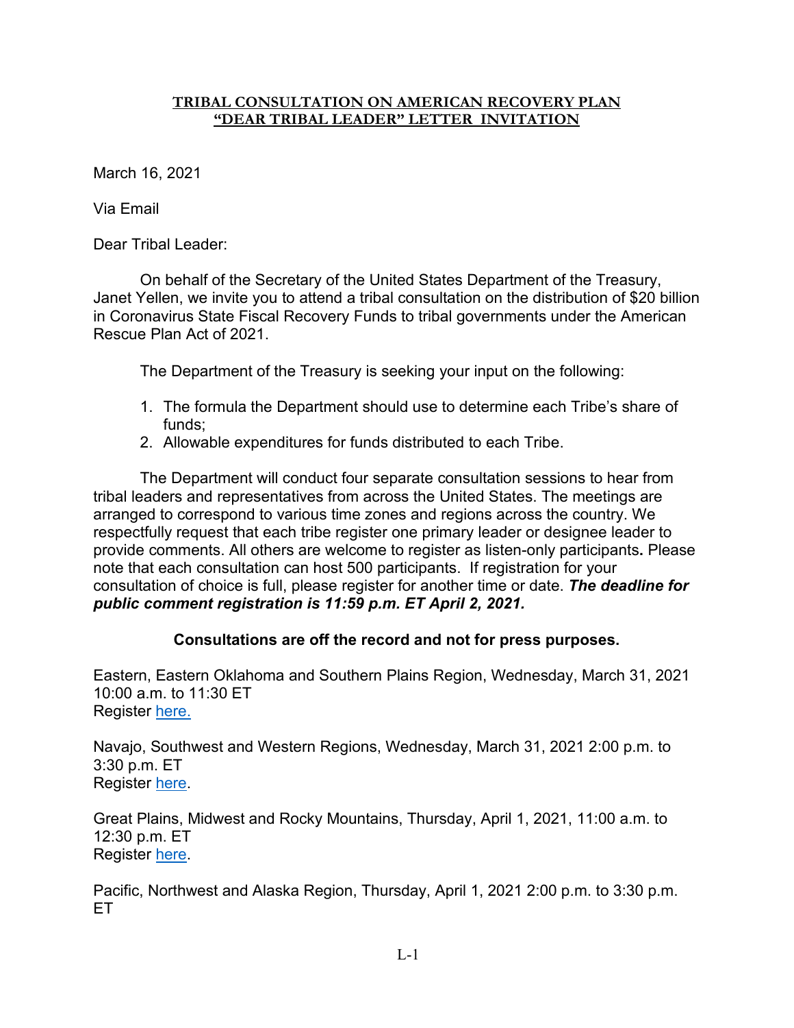**TRIBAL CONSULTATION ON AMERICAN RECOVERY PLAN**
**"DEAR TRIBAL LEADER" LETTER INVITATION**

March 16, 2021

Via Email

Dear Tribal Leader:

On behalf of the Secretary of the United States Department of the Treasury, Janet Yellen, we invite you to attend a tribal consultation on the distribution of $20 billion in Coronavirus State Fiscal Recovery Funds to tribal governments under the American Rescue Plan Act of 2021.

The Department of the Treasury is seeking your input on the following:

1. The formula the Department should use to determine each Tribe's share of funds;
2. Allowable expenditures for funds distributed to each Tribe.

The Department will conduct four separate consultation sessions to hear from tribal leaders and representatives from across the United States. The meetings are arranged to correspond to various time zones and regions across the country. We respectfully request that each tribe register one primary leader or designee leader to provide comments. All others are welcome to register as listen-only participants**.** Please note that each consultation can host 500 participants. If registration for your consultation of choice is full, please register for another time or date. ***The deadline for public comment registration is 11:59 p.m. ET April 2, 2021.***

**Consultations are off the record and not for press purposes.**

Eastern, Eastern Oklahoma and Southern Plains Region, Wednesday, March 31, 2021 10:00 a.m. to 11:30 ET
Register here.

Navajo, Southwest and Western Regions, Wednesday, March 31, 2021 2:00 p.m. to 3:30 p.m. ET
Register here.

Great Plains, Midwest and Rocky Mountains, Thursday, April 1, 2021, 11:00 a.m. to 12:30 p.m. ET
Register here.

Pacific, Northwest and Alaska Region, Thursday, April 1, 2021 2:00 p.m. to 3:30 p.m. ET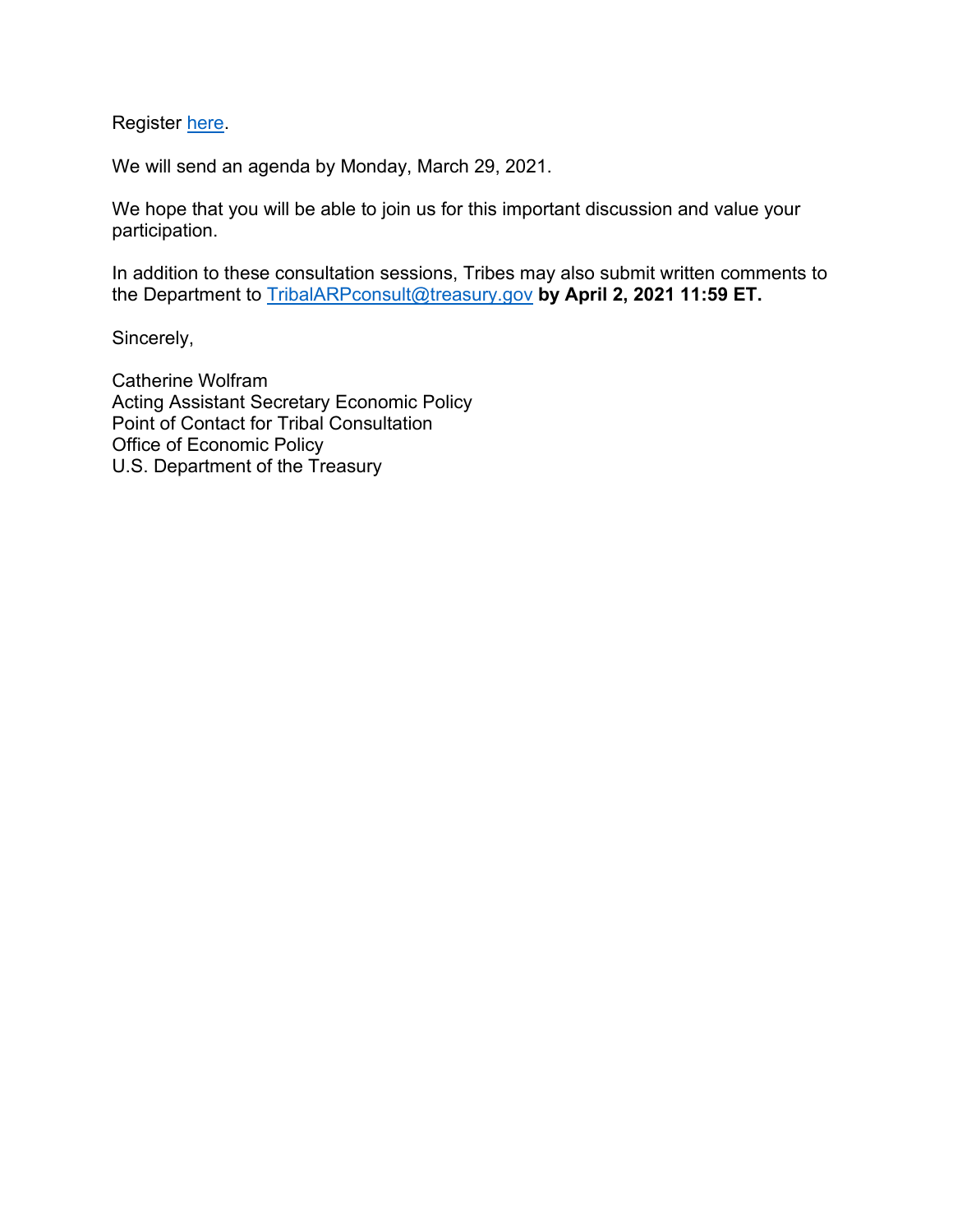Register here.

We will send an agenda by Monday, March 29, 2021.

We hope that you will be able to join us for this important discussion and value your participation.

In addition to these consultation sessions, Tribes may also submit written comments to the Department to TribalARPconsult@treasury.gov **by April 2, 2021 11:59 ET.**

Sincerely,

Catherine Wolfram
Acting Assistant Secretary Economic Policy
Point of Contact for Tribal Consultation
Office of Economic Policy
U.S. Department of the Treasury